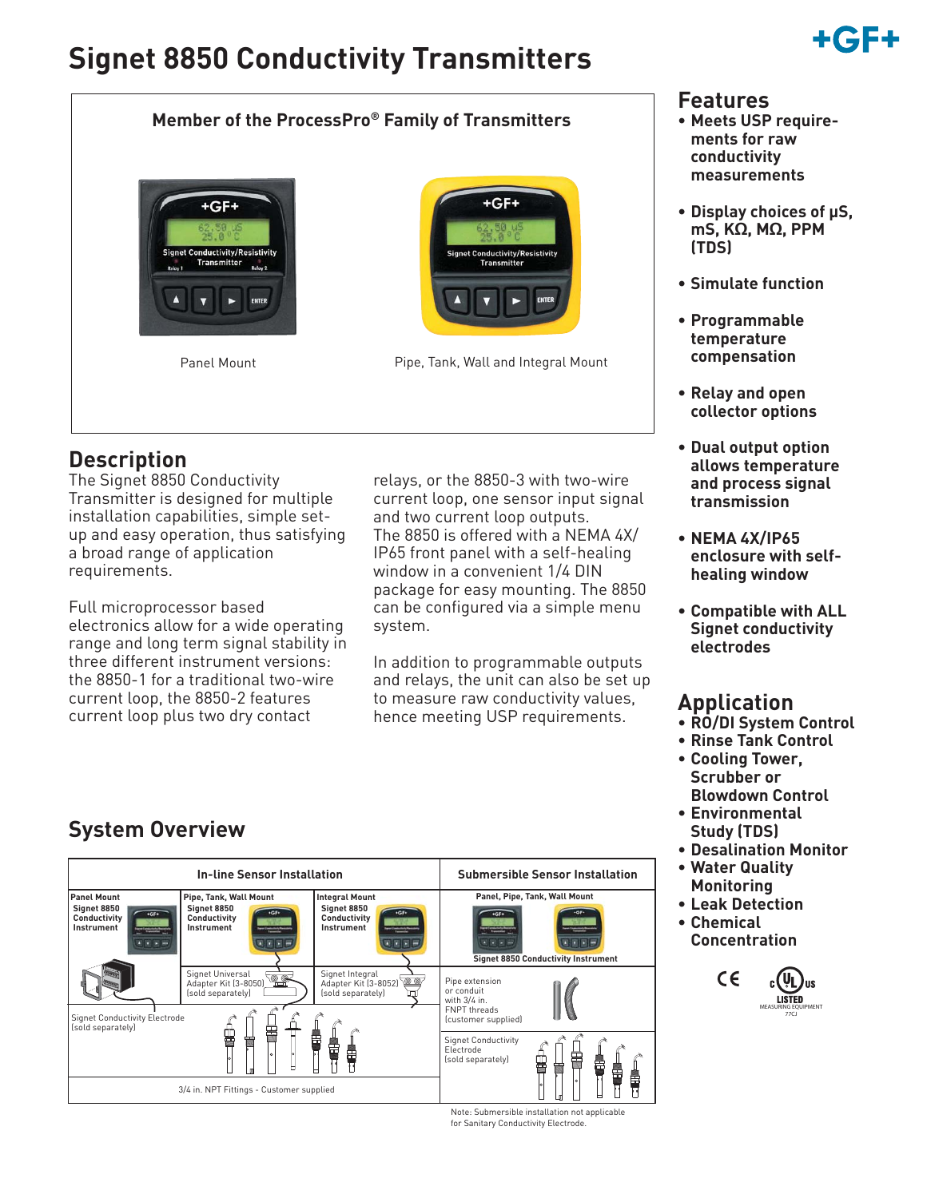# Signet 8850 Conductivity Transmitters

**Member of the ProcessPro® Family of Transmitters**

Panel Mount

Pipe, Tank, Wall and Integral Mount

## Features

- **Meets USP requirements for raw conductivity measurements**
- **Display choices of μS, mS, KΩ, MΩ, PPM (TDS)**
- **Simulate function**
- **Programmable temperature compensation**
- **Relay and open collector options**
- **Dual output option allows temperature and process signal transmission**
- **NEMA 4X/IP65 enclosure with self-healing window**
- **Compatible with ALL Signet conductivity electrodes**

## Description

The Signet 8850 Conductivity Transmitter is designed for multiple installation capabilities, simple set-up and easy operation, thus satisfying a broad range of application requirements.

Full microprocessor based electronics allow for a wide operating range and long term signal stability in three different instrument versions: the 8850-1 for a traditional two-wire current loop, the 8850-2 features current loop plus two dry contact relays, or the 8850-3 with two-wire current loop, one sensor input signal and two current loop outputs. The 8850 is offered with a NEMA 4X/IP65 front panel with a self-healing window in a convenient 1/4 DIN package for easy mounting. The 8850 can be configured via a simple menu system.

In addition to programmable outputs and relays, the unit can also be set up to measure raw conductivity values, hence meeting USP requirements.

## Application

- **RO/DI System Control**
- **Rinse Tank Control**
- **Cooling Tower, Scrubber or Blowdown Control**
- **Environmental Study (TDS)**
- **Desalination Monitor**
- **Water Quality Monitoring**
- **Leak Detection**
- **Chemical Concentration**

## System Overview

| In-line Sensor Installation | | | Submersible Sensor Installation |
|---|---|---|---|
| **Panel Mount** Signet 8850 Conductivity Instrument | **Pipe, Tank, Wall Mount** Signet 8850 Conductivity Instrument | **Integral Mount** Signet 8850 Conductivity Instrument | **Panel, Pipe, Tank, Wall Mount** Signet 8850 Conductivity Instrument |
| | Signet Universal Adapter Kit (3-8050) (sold separately) | Signet Integral Adapter Kit (3-8052) (sold separately) | Pipe extension or conduit with 3/4 in. FNPT threads (customer supplied) |
| Signet Conductivity Electrode (sold separately) | | | Signet Conductivity Electrode (sold separately) |
| 3/4 in. NPT Fittings - Customer supplied | | | |

Note: Submersible installation not applicable for Sanitary Conductivity Electrode.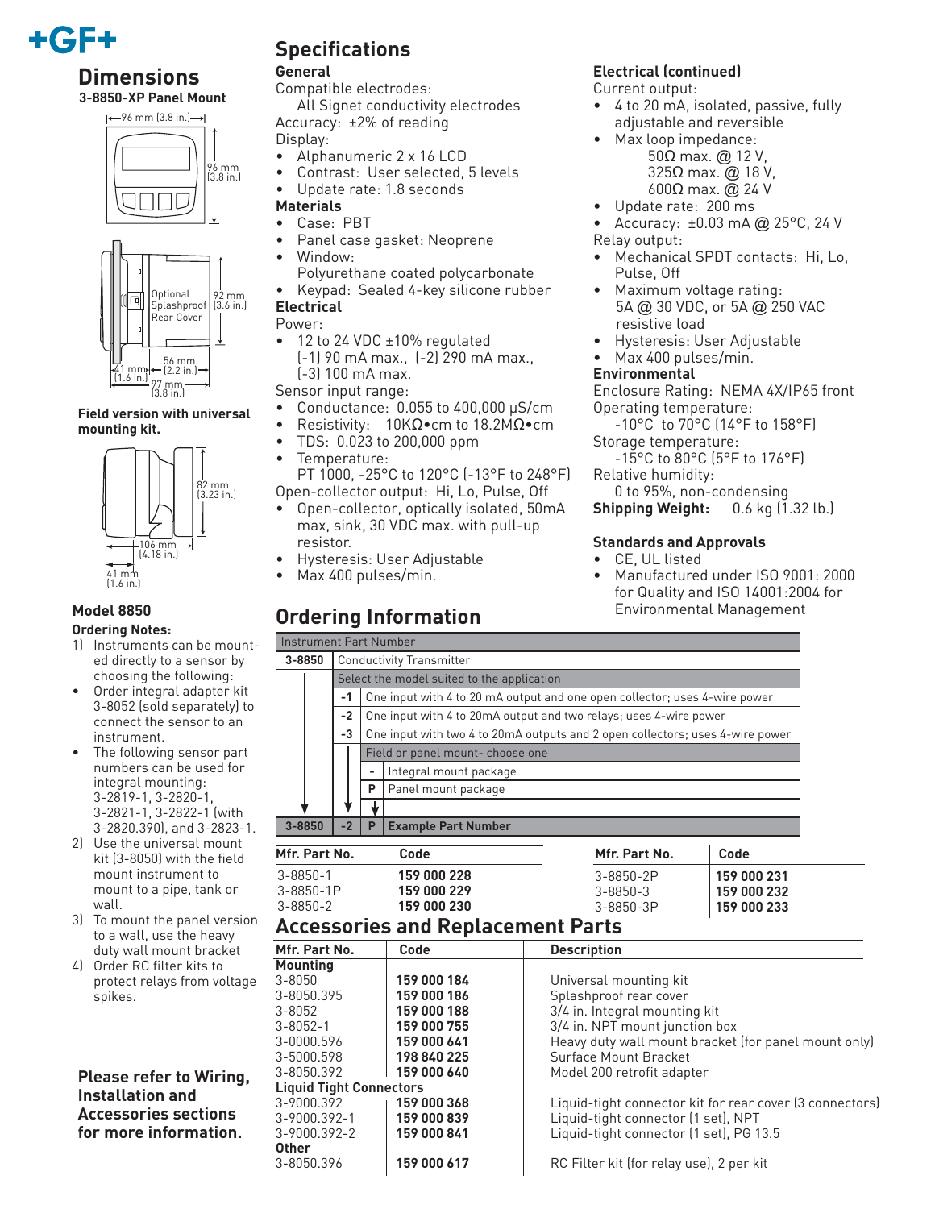+GF+

## Dimensions

**3-8850-XP Panel Mount**

96 mm (3.8 in.)

96 mm (3.8 in.)

Optional Splashproof Rear Cover

92 mm (3.6 in.)

41 mm (1.6 in.)

56 mm (2.2 in.)

97 mm (3.8 in.)

**Field version with universal mounting kit.**

82 mm (3.23 in.)

106 mm (4.18 in.)

41 mm (1.6 in.)

### Model 8850

**Ordering Notes:**

1) Instruments can be mounted directly to a sensor by choosing the following:
   - Order integral adapter kit 3-8052 (sold separately) to connect the sensor to an instrument.
   - The following sensor part numbers can be used for integral mounting: 3-2819-1, 3-2820-1, 3-2821-1, 3-2822-1 (with 3-2820.390), and 3-2823-1.
2) Use the universal mount kit (3-8050) with the field mount instrument to mount to a pipe, tank or wall.
3) To mount the panel version to a wall, use the heavy duty wall mount bracket
4) Order RC filter kits to protect relays from voltage spikes.

**Please refer to Wiring, Installation and Accessories sections for more information.**

## Specifications

### General

Compatible electrodes:
All Signet conductivity electrodes

Accuracy: ±2% of reading

Display:
- Alphanumeric 2 x 16 LCD
- Contrast: User selected, 5 levels
- Update rate: 1.8 seconds

### Materials

- Case: PBT
- Panel case gasket: Neoprene
- Window: Polyurethane coated polycarbonate
- Keypad: Sealed 4-key silicone rubber

### Electrical

Power:
- 12 to 24 VDC ±10% regulated (-1) 90 mA max., (-2) 290 mA max., (-3) 100 mA max.

Sensor input range:
- Conductance: 0.055 to 400,000 µS/cm
- Resistivity: 10KΩ•cm to 18.2MΩ•cm
- TDS: 0.023 to 200,000 ppm
- Temperature: PT 1000, -25°C to 120°C (-13°F to 248°F)

Open-collector output: Hi, Lo, Pulse, Off
- Open-collector, optically isolated, 50mA max, sink, 30 VDC max. with pull-up resistor.
- Hysteresis: User Adjustable
- Max 400 pulses/min.

### Electrical (continued)

Current output:
- 4 to 20 mA, isolated, passive, fully adjustable and reversible
- Max loop impedance:
  50Ω max. @ 12 V,
  325Ω max. @ 18 V,
  600Ω max. @ 24 V
- Update rate: 200 ms
- Accuracy: ±0.03 mA @ 25°C, 24 V

Relay output:
- Mechanical SPDT contacts: Hi, Lo, Pulse, Off
- Maximum voltage rating: 5A @ 30 VDC, or 5A @ 250 VAC resistive load
- Hysteresis: User Adjustable
- Max 400 pulses/min.

### Environmental

Enclosure Rating: NEMA 4X/IP65 front

Operating temperature:
-10°C to 70°C (14°F to 158°F)

Storage temperature:
-15°C to 80°C (5°F to 176°F)

Relative humidity:
0 to 95%, non-condensing

**Shipping Weight:** 0.6 kg (1.32 lb.)

### Standards and Approvals

- CE, UL listed
- Manufactured under ISO 9001: 2000 for Quality and ISO 14001:2004 for Environmental Management

## Ordering Information

| Instrument Part Number | | | |
|---|---|---|---|
| 3-8850 | Conductivity Transmitter | | |
| | Select the model suited to the application | | |
| | -1 | One input with 4 to 20 mA output and one open collector; uses 4-wire power | |
| | -2 | One input with 4 to 20mA output and two relays; uses 4-wire power | |
| | -3 | One input with two 4 to 20mA outputs and 2 open collectors; uses 4-wire power | |
| | | Field or panel mount- choose one | |
| | | - | Integral mount package |
| | | P | Panel mount package |
| 3-8850 | -2 | P | Example Part Number |

| Mfr. Part No. | Code | Mfr. Part No. | Code |
|---|---|---|---|
| 3-8850-1 | 159 000 228 | 3-8850-2P | 159 000 231 |
| 3-8850-1P | 159 000 229 | 3-8850-3 | 159 000 232 |
| 3-8850-2 | 159 000 230 | 3-8850-3P | 159 000 233 |

## Accessories and Replacement Parts

| Mfr. Part No. | Code | Description |
|---|---|---|
| **Mounting** | | |
| 3-8050 | 159 000 184 | Universal mounting kit |
| 3-8050.395 | 159 000 186 | Splashproof rear cover |
| 3-8052 | 159 000 188 | 3/4 in. Integral mounting kit |
| 3-8052-1 | 159 000 755 | 3/4 in. NPT mount junction box |
| 3-0000.596 | 159 000 641 | Heavy duty wall mount bracket (for panel mount only) |
| 3-5000.598 | 198 840 225 | Surface Mount Bracket |
| 3-8050.392 | 159 000 640 | Model 200 retrofit adapter |
| **Liquid Tight Connectors** | | |
| 3-9000.392 | 159 000 368 | Liquid-tight connector kit for rear cover (3 connectors) |
| 3-9000.392-1 | 159 000 839 | Liquid-tight connector (1 set), NPT |
| 3-9000.392-2 | 159 000 841 | Liquid-tight connector (1 set), PG 13.5 |
| **Other** | | |
| 3-8050.396 | 159 000 617 | RC Filter kit (for relay use), 2 per kit |